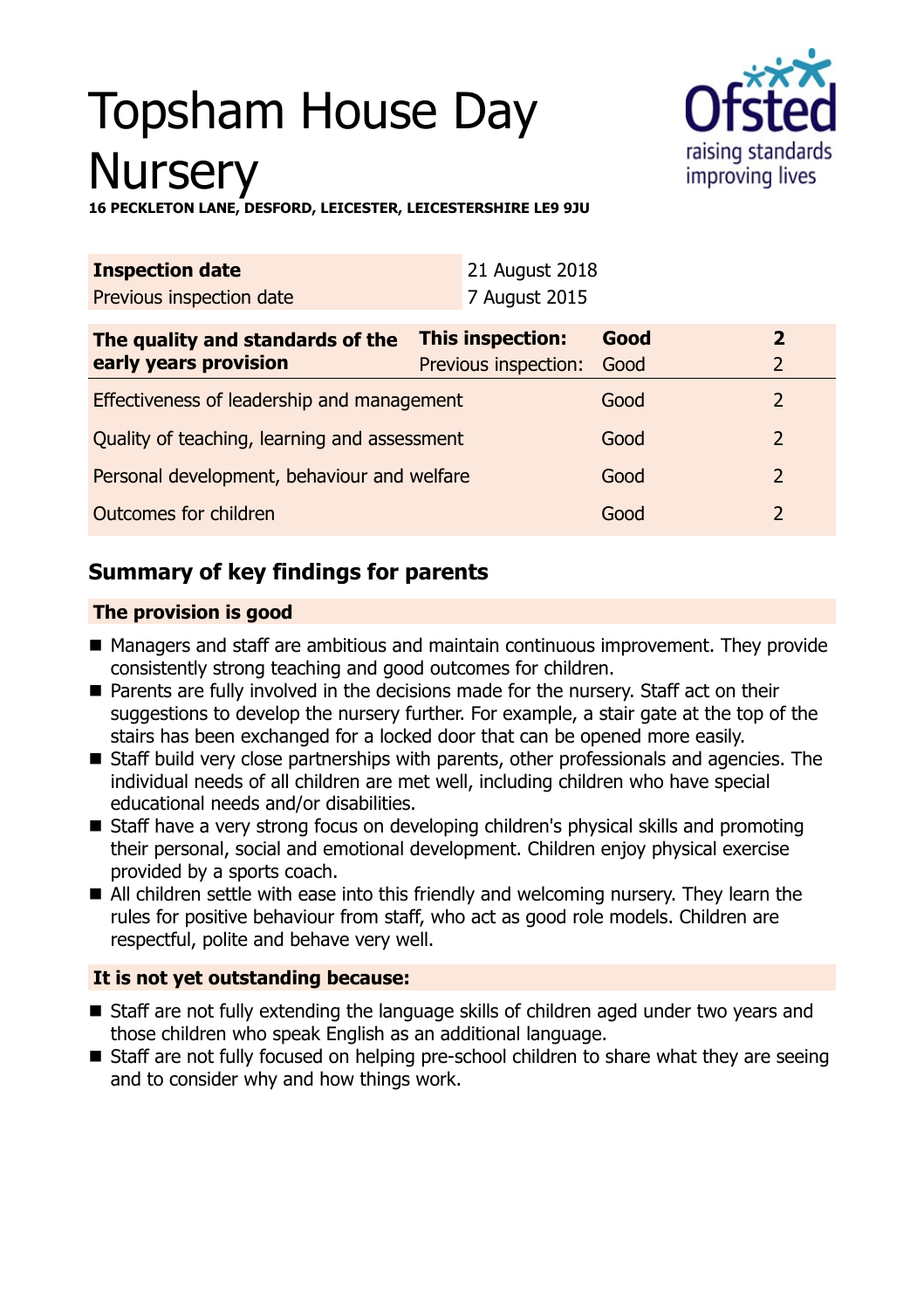# Topsham House Day Nursery

**16 PECKLETON LANE, DESFORD, LEICESTER, LEICESTERSHIRE LE9 9JU**

| **Inspection date** | 21 August 2018 |
|---|---|
| Previous inspection date | 7 August 2015 |

| **The quality and standards of the early years provision** | **This inspection:** | **Good** | **2** |
|---|---|---|---|
| | Previous inspection: | Good | 2 |
| Effectiveness of leadership and management | | Good | 2 |
| Quality of teaching, learning and assessment | | Good | 2 |
| Personal development, behaviour and welfare | | Good | 2 |
| Outcomes for children | | Good | 2 |

## Summary of key findings for parents

### The provision is good

- Managers and staff are ambitious and maintain continuous improvement. They provide consistently strong teaching and good outcomes for children.
- Parents are fully involved in the decisions made for the nursery. Staff act on their suggestions to develop the nursery further. For example, a stair gate at the top of the stairs has been exchanged for a locked door that can be opened more easily.
- Staff build very close partnerships with parents, other professionals and agencies. The individual needs of all children are met well, including children who have special educational needs and/or disabilities.
- Staff have a very strong focus on developing children's physical skills and promoting their personal, social and emotional development. Children enjoy physical exercise provided by a sports coach.
- All children settle with ease into this friendly and welcoming nursery. They learn the rules for positive behaviour from staff, who act as good role models. Children are respectful, polite and behave very well.

### It is not yet outstanding because:

- Staff are not fully extending the language skills of children aged under two years and those children who speak English as an additional language.
- Staff are not fully focused on helping pre-school children to share what they are seeing and to consider why and how things work.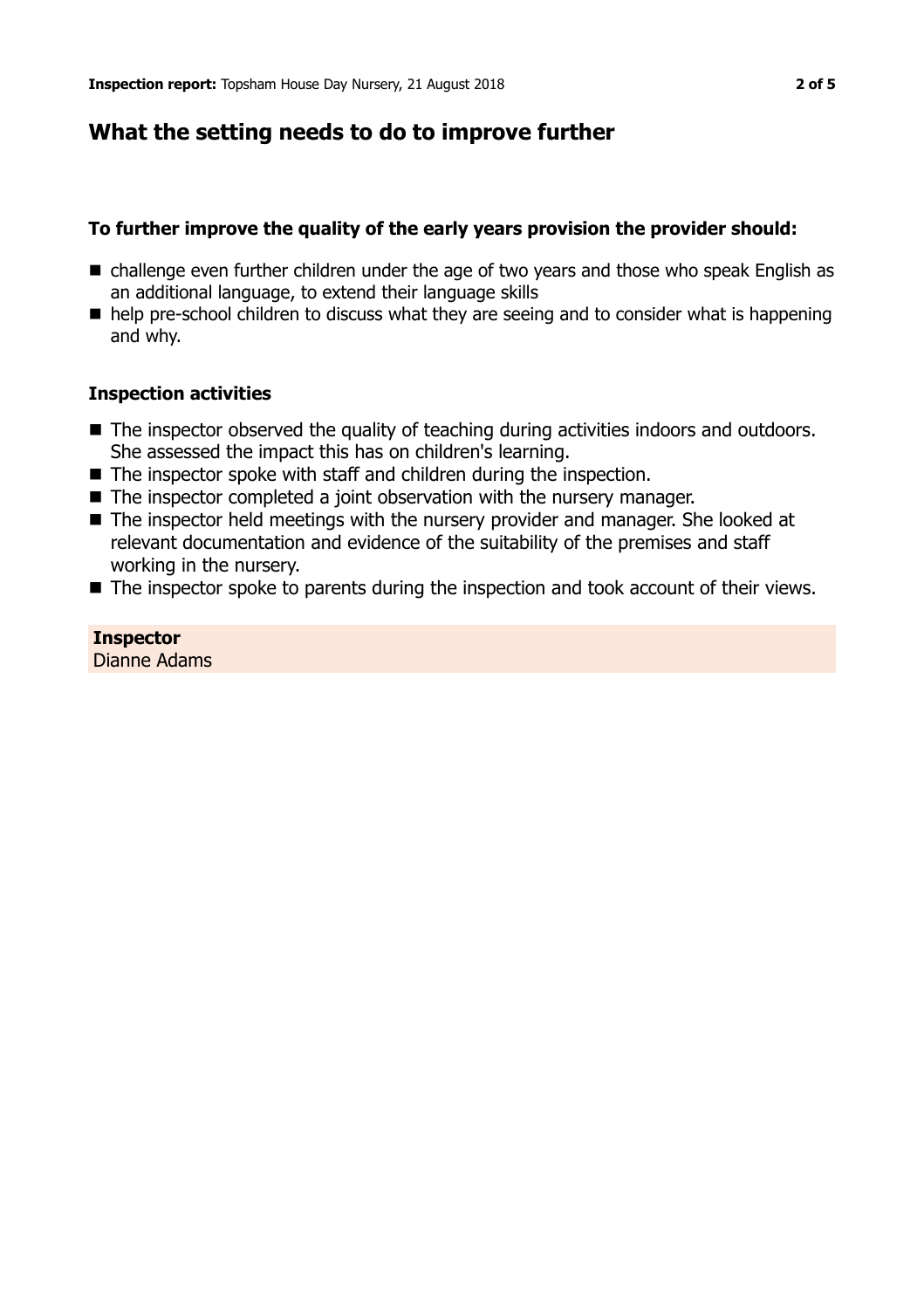## What the setting needs to do to improve further

### To further improve the quality of the early years provision the provider should:

- challenge even further children under the age of two years and those who speak English as an additional language, to extend their language skills
- help pre-school children to discuss what they are seeing and to consider what is happening and why.

### Inspection activities

- The inspector observed the quality of teaching during activities indoors and outdoors. She assessed the impact this has on children's learning.
- The inspector spoke with staff and children during the inspection.
- The inspector completed a joint observation with the nursery manager.
- The inspector held meetings with the nursery provider and manager. She looked at relevant documentation and evidence of the suitability of the premises and staff working in the nursery.
- The inspector spoke to parents during the inspection and took account of their views.

**Inspector**
Dianne Adams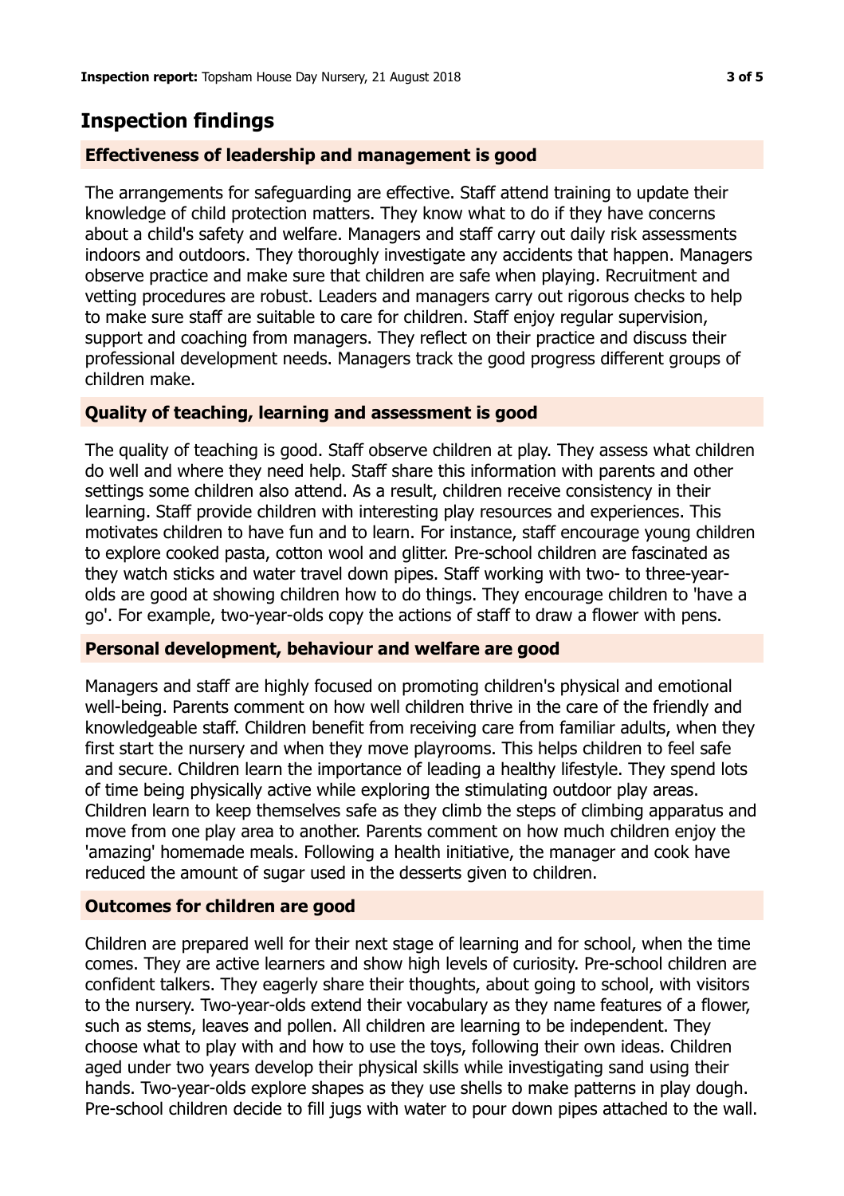## Inspection findings

### Effectiveness of leadership and management is good

The arrangements for safeguarding are effective. Staff attend training to update their knowledge of child protection matters. They know what to do if they have concerns about a child's safety and welfare. Managers and staff carry out daily risk assessments indoors and outdoors. They thoroughly investigate any accidents that happen. Managers observe practice and make sure that children are safe when playing. Recruitment and vetting procedures are robust. Leaders and managers carry out rigorous checks to help to make sure staff are suitable to care for children. Staff enjoy regular supervision, support and coaching from managers. They reflect on their practice and discuss their professional development needs. Managers track the good progress different groups of children make.

### Quality of teaching, learning and assessment is good

The quality of teaching is good. Staff observe children at play. They assess what children do well and where they need help. Staff share this information with parents and other settings some children also attend. As a result, children receive consistency in their learning. Staff provide children with interesting play resources and experiences. This motivates children to have fun and to learn. For instance, staff encourage young children to explore cooked pasta, cotton wool and glitter. Pre-school children are fascinated as they watch sticks and water travel down pipes. Staff working with two- to three-year-olds are good at showing children how to do things. They encourage children to 'have a go'. For example, two-year-olds copy the actions of staff to draw a flower with pens.

### Personal development, behaviour and welfare are good

Managers and staff are highly focused on promoting children's physical and emotional well-being. Parents comment on how well children thrive in the care of the friendly and knowledgeable staff. Children benefit from receiving care from familiar adults, when they first start the nursery and when they move playrooms. This helps children to feel safe and secure. Children learn the importance of leading a healthy lifestyle. They spend lots of time being physically active while exploring the stimulating outdoor play areas. Children learn to keep themselves safe as they climb the steps of climbing apparatus and move from one play area to another. Parents comment on how much children enjoy the 'amazing' homemade meals. Following a health initiative, the manager and cook have reduced the amount of sugar used in the desserts given to children.

### Outcomes for children are good

Children are prepared well for their next stage of learning and for school, when the time comes. They are active learners and show high levels of curiosity. Pre-school children are confident talkers. They eagerly share their thoughts, about going to school, with visitors to the nursery. Two-year-olds extend their vocabulary as they name features of a flower, such as stems, leaves and pollen. All children are learning to be independent. They choose what to play with and how to use the toys, following their own ideas. Children aged under two years develop their physical skills while investigating sand using their hands. Two-year-olds explore shapes as they use shells to make patterns in play dough. Pre-school children decide to fill jugs with water to pour down pipes attached to the wall.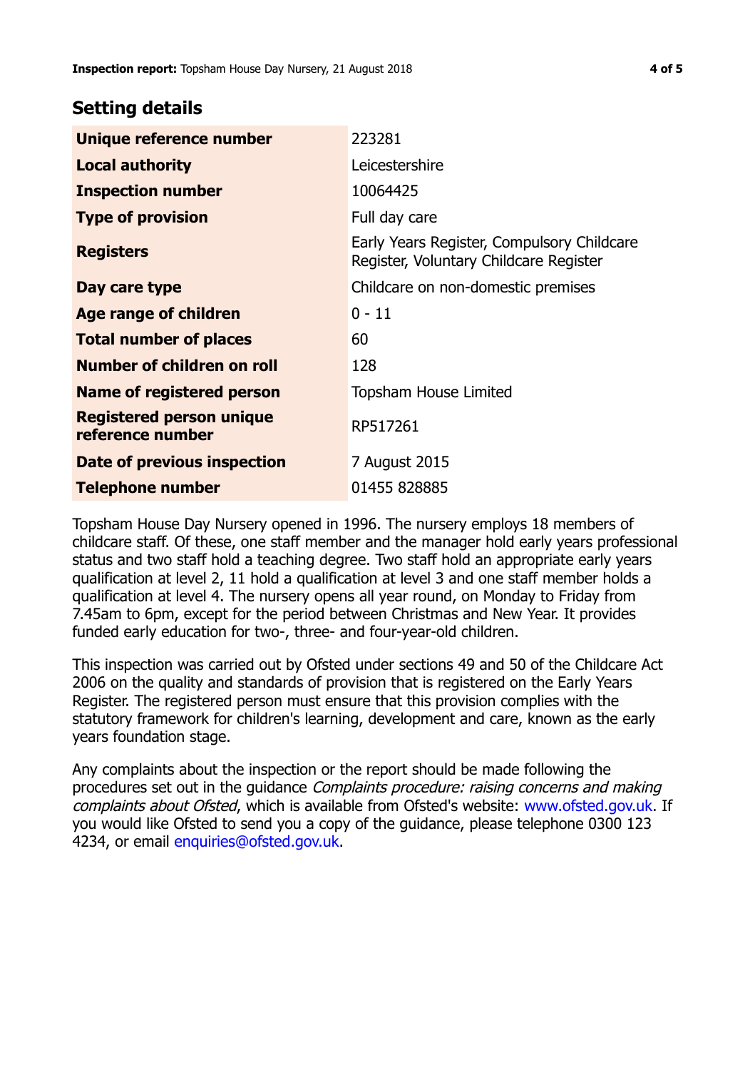## Setting details

| | |
|---|---|
| **Unique reference number** | 223281 |
| **Local authority** | Leicestershire |
| **Inspection number** | 10064425 |
| **Type of provision** | Full day care |
| **Registers** | Early Years Register, Compulsory Childcare Register, Voluntary Childcare Register |
| **Day care type** | Childcare on non-domestic premises |
| **Age range of children** | 0 - 11 |
| **Total number of places** | 60 |
| **Number of children on roll** | 128 |
| **Name of registered person** | Topsham House Limited |
| **Registered person unique reference number** | RP517261 |
| **Date of previous inspection** | 7 August 2015 |
| **Telephone number** | 01455 828885 |

Topsham House Day Nursery opened in 1996. The nursery employs 18 members of childcare staff. Of these, one staff member and the manager hold early years professional status and two staff hold a teaching degree. Two staff hold an appropriate early years qualification at level 2, 11 hold a qualification at level 3 and one staff member holds a qualification at level 4. The nursery opens all year round, on Monday to Friday from 7.45am to 6pm, except for the period between Christmas and New Year. It provides funded early education for two-, three- and four-year-old children.

This inspection was carried out by Ofsted under sections 49 and 50 of the Childcare Act 2006 on the quality and standards of provision that is registered on the Early Years Register. The registered person must ensure that this provision complies with the statutory framework for children's learning, development and care, known as the early years foundation stage.

Any complaints about the inspection or the report should be made following the procedures set out in the guidance *Complaints procedure: raising concerns and making complaints about Ofsted*, which is available from Ofsted's website: www.ofsted.gov.uk. If you would like Ofsted to send you a copy of the guidance, please telephone 0300 123 4234, or email enquiries@ofsted.gov.uk.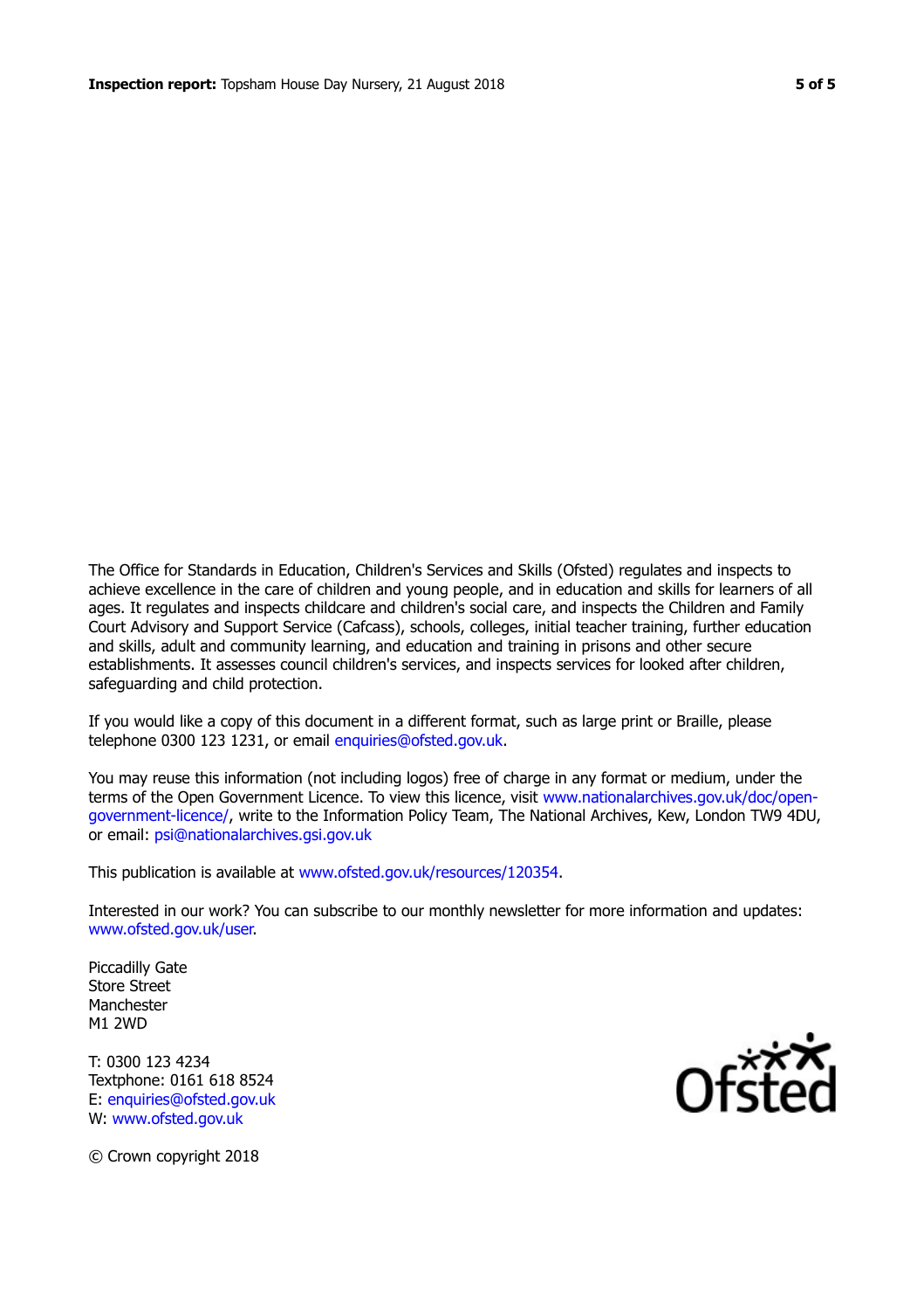The Office for Standards in Education, Children's Services and Skills (Ofsted) regulates and inspects to achieve excellence in the care of children and young people, and in education and skills for learners of all ages. It regulates and inspects childcare and children's social care, and inspects the Children and Family Court Advisory and Support Service (Cafcass), schools, colleges, initial teacher training, further education and skills, adult and community learning, and education and training in prisons and other secure establishments. It assesses council children's services, and inspects services for looked after children, safeguarding and child protection.

If you would like a copy of this document in a different format, such as large print or Braille, please telephone 0300 123 1231, or email enquiries@ofsted.gov.uk.

You may reuse this information (not including logos) free of charge in any format or medium, under the terms of the Open Government Licence. To view this licence, visit www.nationalarchives.gov.uk/doc/open-government-licence/, write to the Information Policy Team, The National Archives, Kew, London TW9 4DU, or email: psi@nationalarchives.gsi.gov.uk

This publication is available at www.ofsted.gov.uk/resources/120354.

Interested in our work? You can subscribe to our monthly newsletter for more information and updates: www.ofsted.gov.uk/user.

Piccadilly Gate  
Store Street  
Manchester  
M1 2WD

T: 0300 123 4234  
Textphone: 0161 618 8524  
E: enquiries@ofsted.gov.uk  
W: www.ofsted.gov.uk

© Crown copyright 2018